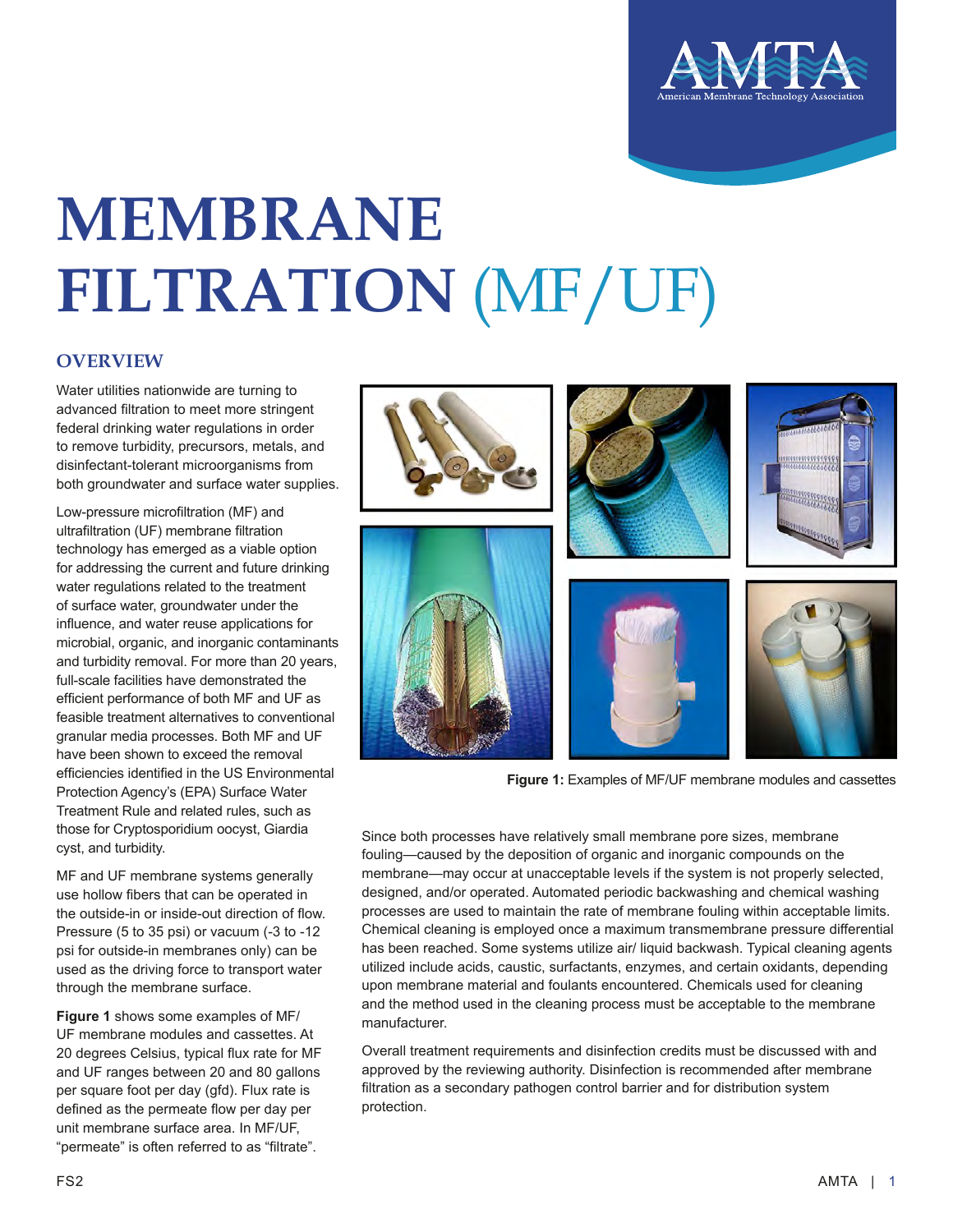# MEMBRANE FILTRATION (MF/UF)

## OVERVIEW

Water utilities nationwide are turning to advanced filtration to meet more stringent federal drinking water regulations in order to remove turbidity, precursors, metals, and disinfectant-tolerant microorganisms from both groundwater and surface water supplies.

Low-pressure microfiltration (MF) and ultrafiltration (UF) membrane filtration technology has emerged as a viable option for addressing the current and future drinking water regulations related to the treatment of surface water, groundwater under the influence, and water reuse applications for microbial, organic, and inorganic contaminants and turbidity removal. For more than 20 years, full-scale facilities have demonstrated the efficient performance of both MF and UF as feasible treatment alternatives to conventional granular media processes. Both MF and UF have been shown to exceed the removal efficiencies identified in the US Environmental Protection Agency's (EPA) Surface Water Treatment Rule and related rules, such as those for Cryptosporidium oocyst, Giardia cyst, and turbidity.

MF and UF membrane systems generally use hollow fibers that can be operated in the outside-in or inside-out direction of flow. Pressure (5 to 35 psi) or vacuum (-3 to -12 psi for outside-in membranes only) can be used as the driving force to transport water through the membrane surface.

**Figure 1** shows some examples of MF/UF membrane modules and cassettes. At 20 degrees Celsius, typical flux rate for MF and UF ranges between 20 and 80 gallons per square foot per day (gfd). Flux rate is defined as the permeate flow per day per unit membrane surface area. In MF/UF, "permeate" is often referred to as "filtrate".

**Figure 1:** Examples of MF/UF membrane modules and cassettes

Since both processes have relatively small membrane pore sizes, membrane fouling—caused by the deposition of organic and inorganic compounds on the membrane—may occur at unacceptable levels if the system is not properly selected, designed, and/or operated. Automated periodic backwashing and chemical washing processes are used to maintain the rate of membrane fouling within acceptable limits. Chemical cleaning is employed once a maximum transmembrane pressure differential has been reached. Some systems utilize air/ liquid backwash. Typical cleaning agents utilized include acids, caustic, surfactants, enzymes, and certain oxidants, depending upon membrane material and foulants encountered. Chemicals used for cleaning and the method used in the cleaning process must be acceptable to the membrane manufacturer.

Overall treatment requirements and disinfection credits must be discussed with and approved by the reviewing authority. Disinfection is recommended after membrane filtration as a secondary pathogen control barrier and for distribution system protection.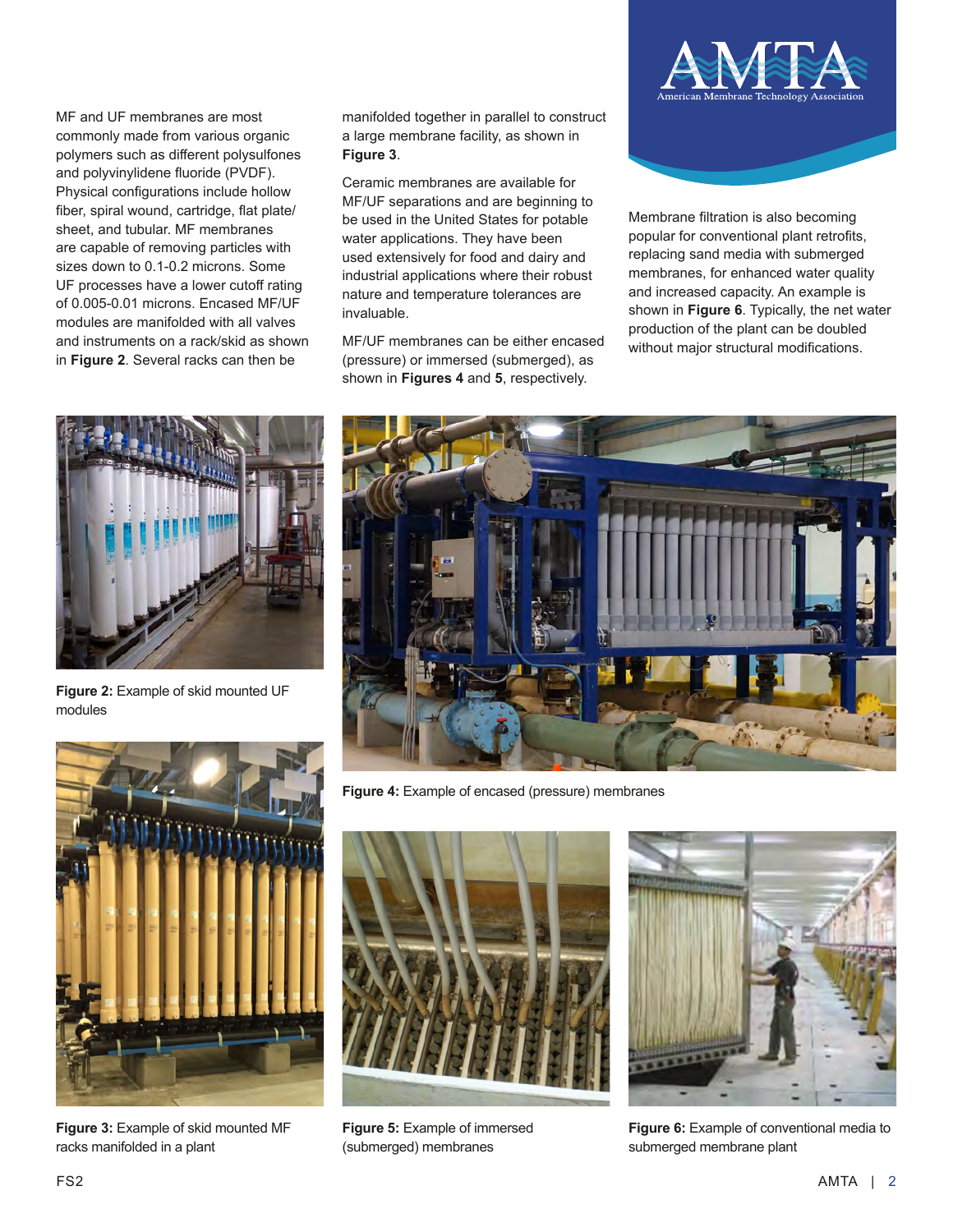MF and UF membranes are most commonly made from various organic polymers such as different polysulfones and polyvinylidene fluoride (PVDF). Physical configurations include hollow fiber, spiral wound, cartridge, flat plate/ sheet, and tubular. MF membranes are capable of removing particles with sizes down to 0.1-0.2 microns. Some UF processes have a lower cutoff rating of 0.005-0.01 microns. Encased MF/UF modules are manifolded with all valves and instruments on a rack/skid as shown in **Figure 2**. Several racks can then be manifolded together in parallel to construct a large membrane facility, as shown in **Figure 3**.

Ceramic membranes are available for MF/UF separations and are beginning to be used in the United States for potable water applications. They have been used extensively for food and dairy and industrial applications where their robust nature and temperature tolerances are invaluable.

MF/UF membranes can be either encased (pressure) or immersed (submerged), as shown in **Figures 4** and **5**, respectively.

Membrane filtration is also becoming popular for conventional plant retrofits, replacing sand media with submerged membranes, for enhanced water quality and increased capacity. An example is shown in **Figure 6**. Typically, the net water production of the plant can be doubled without major structural modifications.

**Figure 2:** Example of skid mounted UF modules

**Figure 4:** Example of encased (pressure) membranes

**Figure 3:** Example of skid mounted MF racks manifolded in a plant

**Figure 5:** Example of immersed (submerged) membranes

**Figure 6:** Example of conventional media to submerged membrane plant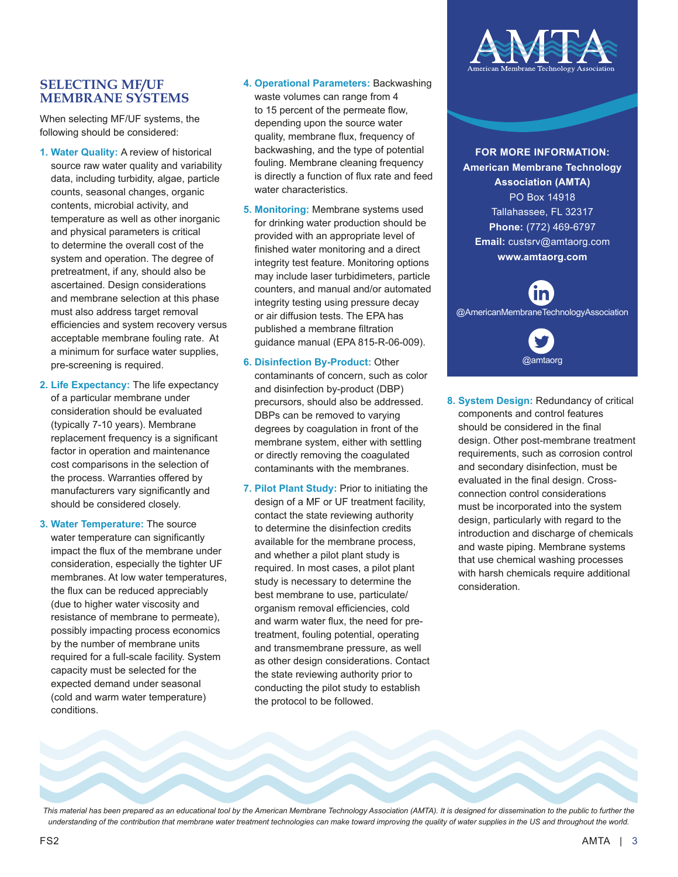## SELECTING MF/UF MEMBRANE SYSTEMS

When selecting MF/UF systems, the following should be considered:

1. **Water Quality:** A review of historical source raw water quality and variability data, including turbidity, algae, particle counts, seasonal changes, organic contents, microbial activity, and temperature as well as other inorganic and physical parameters is critical to determine the overall cost of the system and operation. The degree of pretreatment, if any, should also be ascertained. Design considerations and membrane selection at this phase must also address target removal efficiencies and system recovery versus acceptable membrane fouling rate. At a minimum for surface water supplies, pre-screening is required.

2. **Life Expectancy:** The life expectancy of a particular membrane under consideration should be evaluated (typically 7-10 years). Membrane replacement frequency is a significant factor in operation and maintenance cost comparisons in the selection of the process. Warranties offered by manufacturers vary significantly and should be considered closely.

3. **Water Temperature:** The source water temperature can significantly impact the flux of the membrane under consideration, especially the tighter UF membranes. At low water temperatures, the flux can be reduced appreciably (due to higher water viscosity and resistance of membrane to permeate), possibly impacting process economics by the number of membrane units required for a full-scale facility. System capacity must be selected for the expected demand under seasonal (cold and warm water temperature) conditions.

4. **Operational Parameters:** Backwashing waste volumes can range from 4 to 15 percent of the permeate flow, depending upon the source water quality, membrane flux, frequency of backwashing, and the type of potential fouling. Membrane cleaning frequency is directly a function of flux rate and feed water characteristics.

5. **Monitoring:** Membrane systems used for drinking water production should be provided with an appropriate level of finished water monitoring and a direct integrity test feature. Monitoring options may include laser turbidimeters, particle counters, and manual and/or automated integrity testing using pressure decay or air diffusion tests. The EPA has published a membrane filtration guidance manual (EPA 815-R-06-009).

6. **Disinfection By-Product:** Other contaminants of concern, such as color and disinfection by-product (DBP) precursors, should also be addressed. DBPs can be removed to varying degrees by coagulation in front of the membrane system, either with settling or directly removing the coagulated contaminants with the membranes.

7. **Pilot Plant Study:** Prior to initiating the design of a MF or UF treatment facility, contact the state reviewing authority to determine the disinfection credits available for the membrane process, and whether a pilot plant study is required. In most cases, a pilot plant study is necessary to determine the best membrane to use, particulate/organism removal efficiencies, cold and warm water flux, the need for pre-treatment, fouling potential, operating and transmembrane pressure, as well as other design considerations. Contact the state reviewing authority prior to conducting the pilot study to establish the protocol to be followed.

8. **System Design:** Redundancy of critical components and control features should be considered in the final design. Other post-membrane treatment requirements, such as corrosion control and secondary disinfection, must be evaluated in the final design. Cross-connection control considerations must be incorporated into the system design, particularly with regard to the introduction and discharge of chemicals and waste piping. Membrane systems that use chemical washing processes with harsh chemicals require additional consideration.

AMTA
American Membrane Technology Association

**FOR MORE INFORMATION:**
**American Membrane Technology Association (AMTA)**
PO Box 14918
Tallahassee, FL 32317
**Phone:** (772) 469-6797
**Email:** custsrv@amtaorg.com
**www.amtaorg.com**

@AmericanMembraneTechnologyAssociation

@amtaorg

*This material has been prepared as an educational tool by the American Membrane Technology Association (AMTA). It is designed for dissemination to the public to further the understanding of the contribution that membrane water treatment technologies can make toward improving the quality of water supplies in the US and throughout the world.*